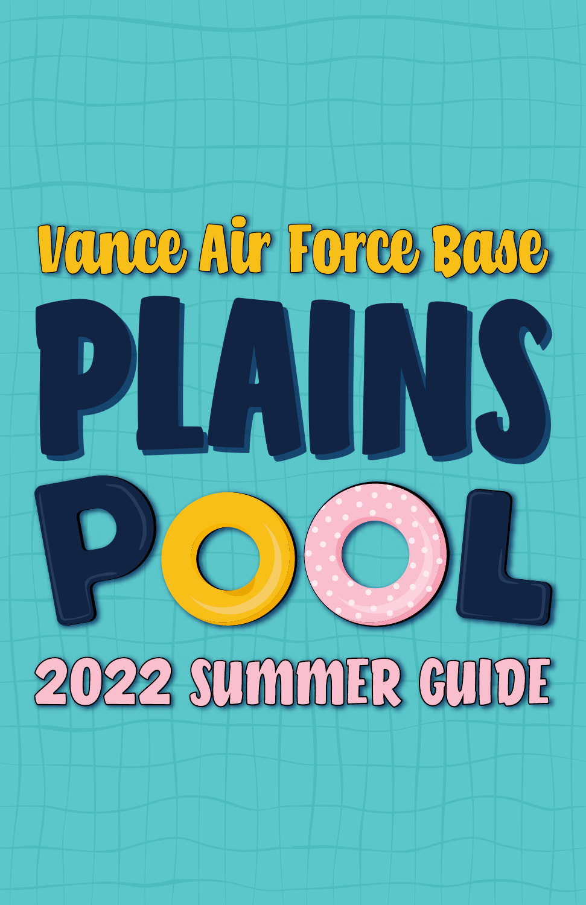Vance Air Force Base

# PLAINS POOL

## 2022 SUMMER GUIDE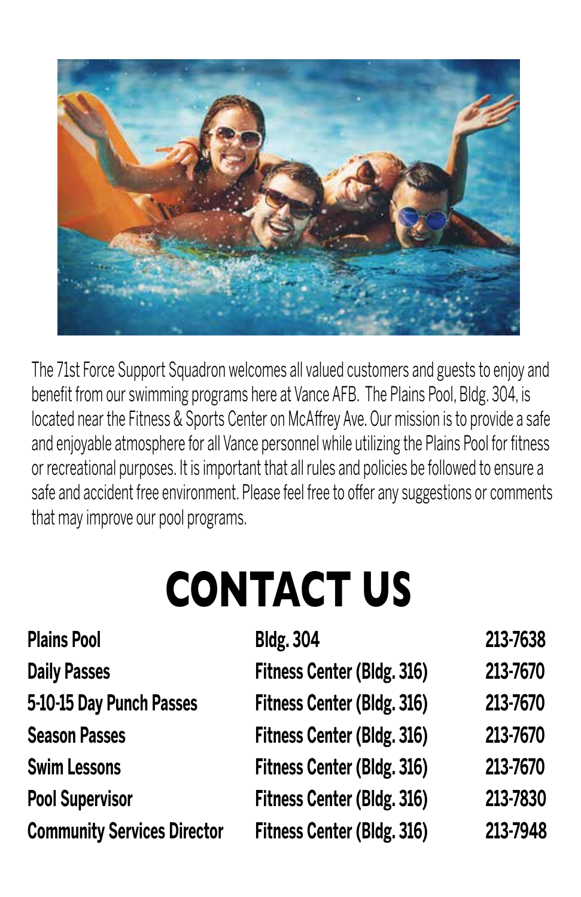The 71st Force Support Squadron welcomes all valued customers and guests to enjoy and benefit from our swimming programs here at Vance AFB. The Plains Pool, Bldg. 304, is located near the Fitness & Sports Center on McAffrey Ave. Our mission is to provide a safe and enjoyable atmosphere for all Vance personnel while utilizing the Plains Pool for fitness or recreational purposes. It is important that all rules and policies be followed to ensure a safe and accident free environment. Please feel free to offer any suggestions or comments that may improve our pool programs.

# CONTACT US

| | | |
|---|---|---|
| **Plains Pool** | **Bldg. 304** | **213-7638** |
| **Daily Passes** | **Fitness Center (Bldg. 316)** | **213-7670** |
| **5-10-15 Day Punch Passes** | **Fitness Center (Bldg. 316)** | **213-7670** |
| **Season Passes** | **Fitness Center (Bldg. 316)** | **213-7670** |
| **Swim Lessons** | **Fitness Center (Bldg. 316)** | **213-7670** |
| **Pool Supervisor** | **Fitness Center (Bldg. 316)** | **213-7830** |
| **Community Services Director** | **Fitness Center (Bldg. 316)** | **213-7948** |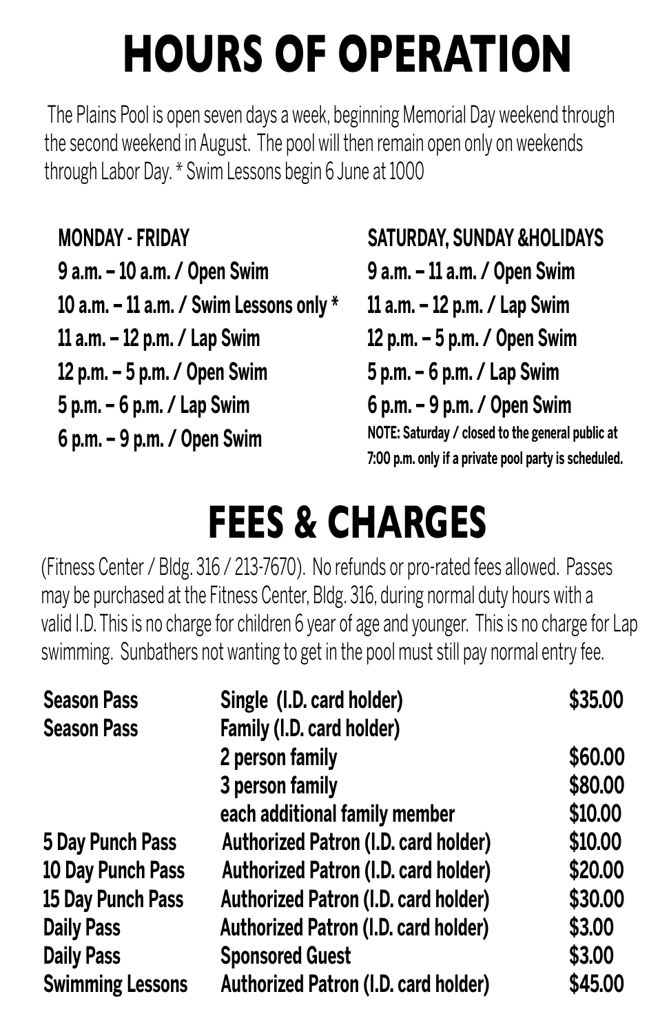# HOURS OF OPERATION

The Plains Pool is open seven days a week, beginning Memorial Day weekend through the second weekend in August. The pool will then remain open only on weekends through Labor Day. * Swim Lessons begin 6 June at 1000

**MONDAY - FRIDAY**

**9 a.m. – 10 a.m. / Open Swim**
**10 a.m. – 11 a.m. / Swim Lessons only ***
**11 a.m. – 12 p.m. / Lap Swim**
**12 p.m. – 5 p.m. / Open Swim**
**5 p.m. – 6 p.m. / Lap Swim**
**6 p.m. – 9 p.m. / Open Swim**

**SATURDAY, SUNDAY &HOLIDAYS**

**9 a.m. – 11 a.m. / Open Swim**
**11 a.m. – 12 p.m. / Lap Swim**
**12 p.m. – 5 p.m. / Open Swim**
**5 p.m. – 6 p.m. / Lap Swim**
**6 p.m. – 9 p.m. / Open Swim**

**NOTE: Saturday / closed to the general public at 7:00 p.m. only if a private pool party is scheduled.**

# FEES & CHARGES

(Fitness Center / Bldg. 316 / 213-7670). No refunds or pro-rated fees allowed. Passes may be purchased at the Fitness Center, Bldg. 316, during normal duty hours with a valid I.D. This is no charge for children 6 year of age and younger. This is no charge for Lap swimming. Sunbathers not wanting to get in the pool must still pay normal entry fee.

| | | |
|---|---|---|
| **Season Pass** | **Single (I.D. card holder)** | **$35.00** |
| **Season Pass** | **Family (I.D. card holder)** | |
| | **2 person family** | **$60.00** |
| | **3 person family** | **$80.00** |
| | **each additional family member** | **$10.00** |
| **5 Day Punch Pass** | **Authorized Patron (I.D. card holder)** | **$10.00** |
| **10 Day Punch Pass** | **Authorized Patron (I.D. card holder)** | **$20.00** |
| **15 Day Punch Pass** | **Authorized Patron (I.D. card holder)** | **$30.00** |
| **Daily Pass** | **Authorized Patron (I.D. card holder)** | **$3.00** |
| **Daily Pass** | **Sponsored Guest** | **$3.00** |
| **Swimming Lessons** | **Authorized Patron (I.D. card holder)** | **$45.00** |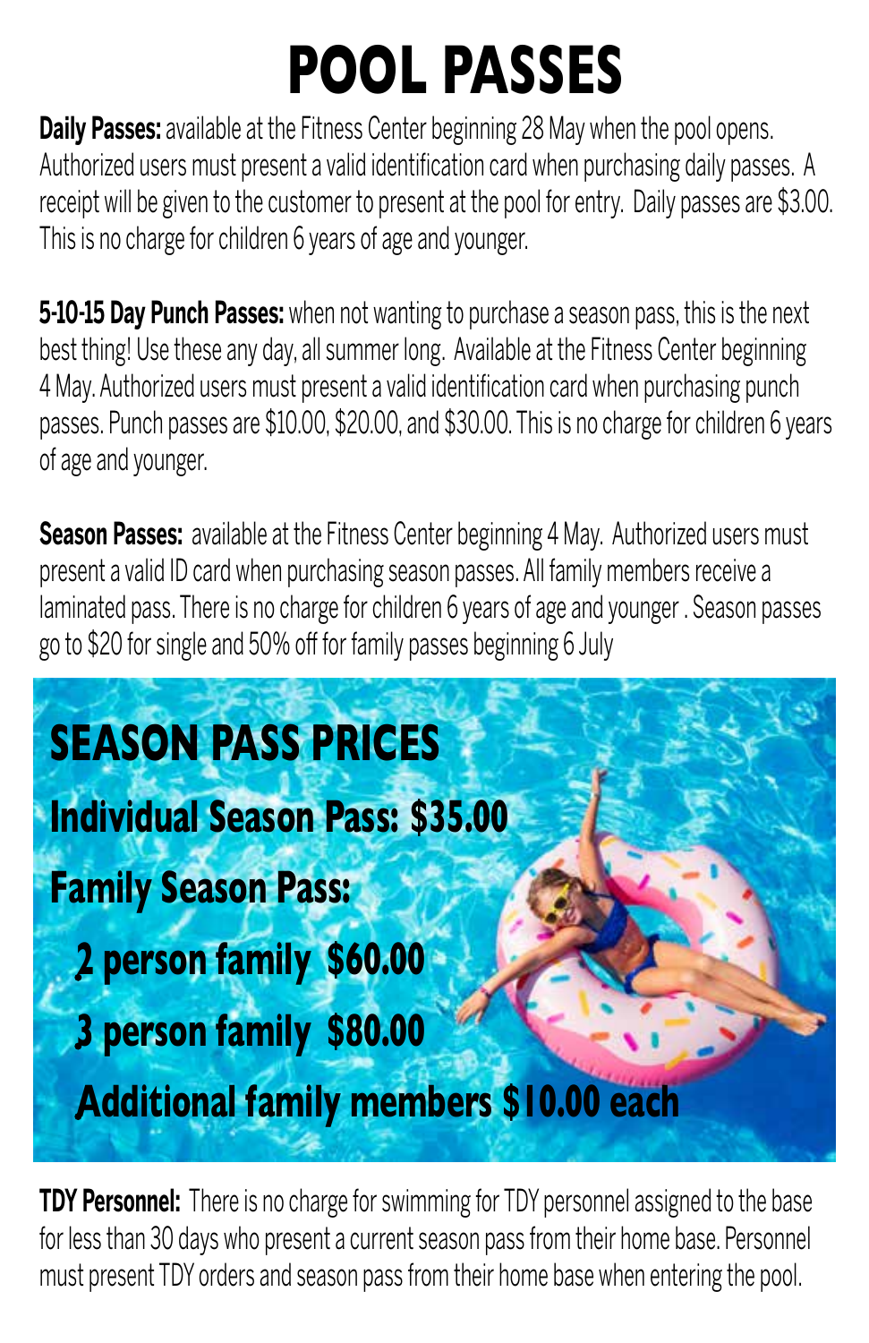# POOL PASSES

**Daily Passes:** available at the Fitness Center beginning 28 May when the pool opens. Authorized users must present a valid identification card when purchasing daily passes. A receipt will be given to the customer to present at the pool for entry. Daily passes are $3.00. This is no charge for children 6 years of age and younger.

**5-10-15 Day Punch Passes:** when not wanting to purchase a season pass, this is the next best thing! Use these any day, all summer long. Available at the Fitness Center beginning 4 May. Authorized users must present a valid identification card when purchasing punch passes. Punch passes are $10.00, $20.00, and $30.00. This is no charge for children 6 years of age and younger.

**Season Passes:** available at the Fitness Center beginning 4 May. Authorized users must present a valid ID card when purchasing season passes. All family members receive a laminated pass. There is no charge for children 6 years of age and younger . Season passes go to $20 for single and 50% off for family passes beginning 6 July

## SEASON PASS PRICES

**Individual Season Pass: $35.00**

**Family Season Pass:**

- **2 person family $60.00**
- **3 person family $80.00**
- **Additional family members $10.00 each**

**TDY Personnel:** There is no charge for swimming for TDY personnel assigned to the base for less than 30 days who present a current season pass from their home base. Personnel must present TDY orders and season pass from their home base when entering the pool.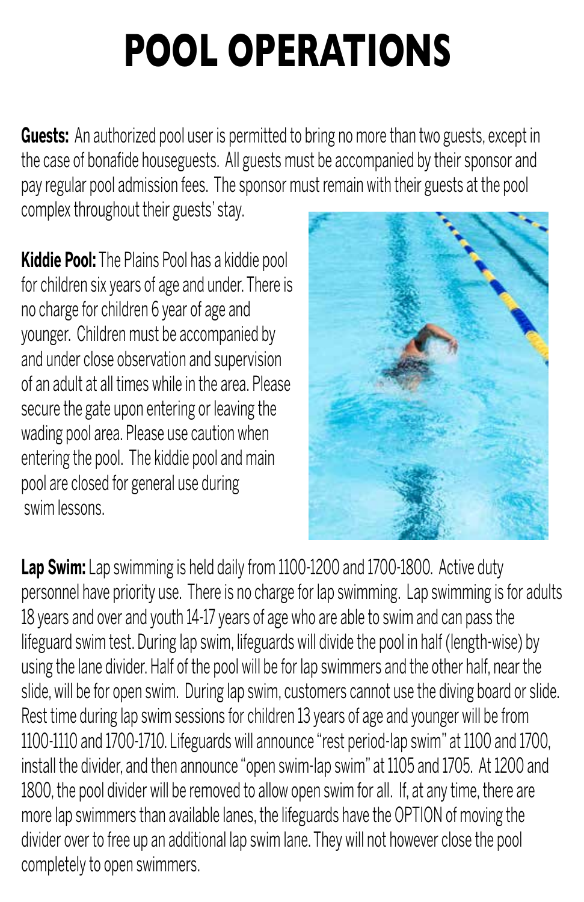# POOL OPERATIONS

**Guests:** An authorized pool user is permitted to bring no more than two guests, except in the case of bonafide houseguests. All guests must be accompanied by their sponsor and pay regular pool admission fees. The sponsor must remain with their guests at the pool complex throughout their guests' stay.

**Kiddie Pool:** The Plains Pool has a kiddie pool for children six years of age and under. There is no charge for children 6 year of age and younger. Children must be accompanied by and under close observation and supervision of an adult at all times while in the area. Please secure the gate upon entering or leaving the wading pool area. Please use caution when entering the pool. The kiddie pool and main pool are closed for general use during swim lessons.

**Lap Swim:** Lap swimming is held daily from 1100-1200 and 1700-1800. Active duty personnel have priority use. There is no charge for lap swimming. Lap swimming is for adults 18 years and over and youth 14-17 years of age who are able to swim and can pass the lifeguard swim test. During lap swim, lifeguards will divide the pool in half (length-wise) by using the lane divider. Half of the pool will be for lap swimmers and the other half, near the slide, will be for open swim. During lap swim, customers cannot use the diving board or slide. Rest time during lap swim sessions for children 13 years of age and younger will be from 1100-1110 and 1700-1710. Lifeguards will announce "rest period-lap swim" at 1100 and 1700, install the divider, and then announce "open swim-lap swim" at 1105 and 1705. At 1200 and 1800, the pool divider will be removed to allow open swim for all. If, at any time, there are more lap swimmers than available lanes, the lifeguards have the OPTION of moving the divider over to free up an additional lap swim lane. They will not however close the pool completely to open swimmers.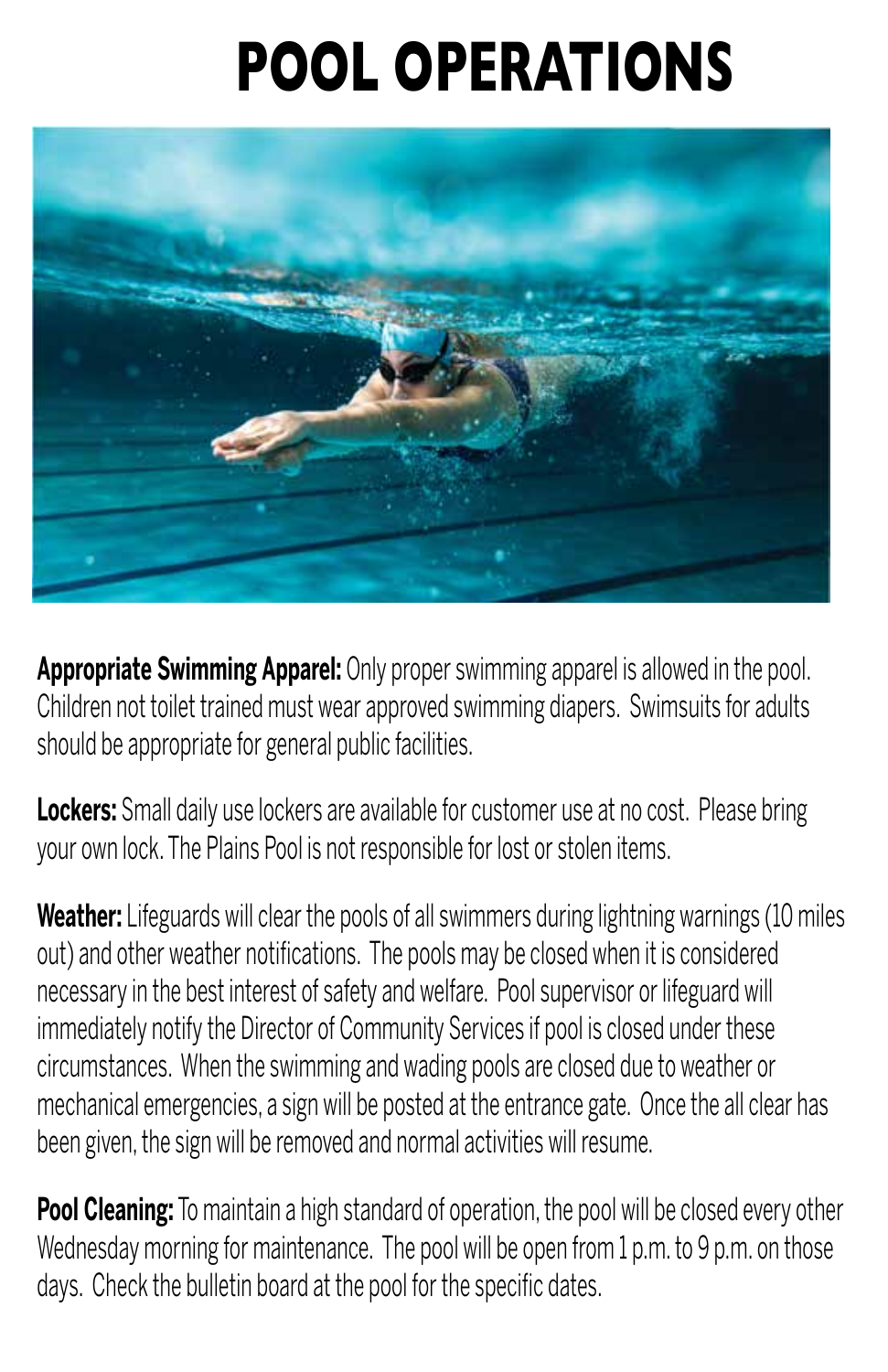# POOL OPERATIONS

**Appropriate Swimming Apparel:** Only proper swimming apparel is allowed in the pool. Children not toilet trained must wear approved swimming diapers. Swimsuits for adults should be appropriate for general public facilities.

**Lockers:** Small daily use lockers are available for customer use at no cost. Please bring your own lock. The Plains Pool is not responsible for lost or stolen items.

**Weather:** Lifeguards will clear the pools of all swimmers during lightning warnings (10 miles out) and other weather notifications. The pools may be closed when it is considered necessary in the best interest of safety and welfare. Pool supervisor or lifeguard will immediately notify the Director of Community Services if pool is closed under these circumstances. When the swimming and wading pools are closed due to weather or mechanical emergencies, a sign will be posted at the entrance gate. Once the all clear has been given, the sign will be removed and normal activities will resume.

**Pool Cleaning:** To maintain a high standard of operation, the pool will be closed every other Wednesday morning for maintenance. The pool will be open from 1 p.m. to 9 p.m. on those days. Check the bulletin board at the pool for the specific dates.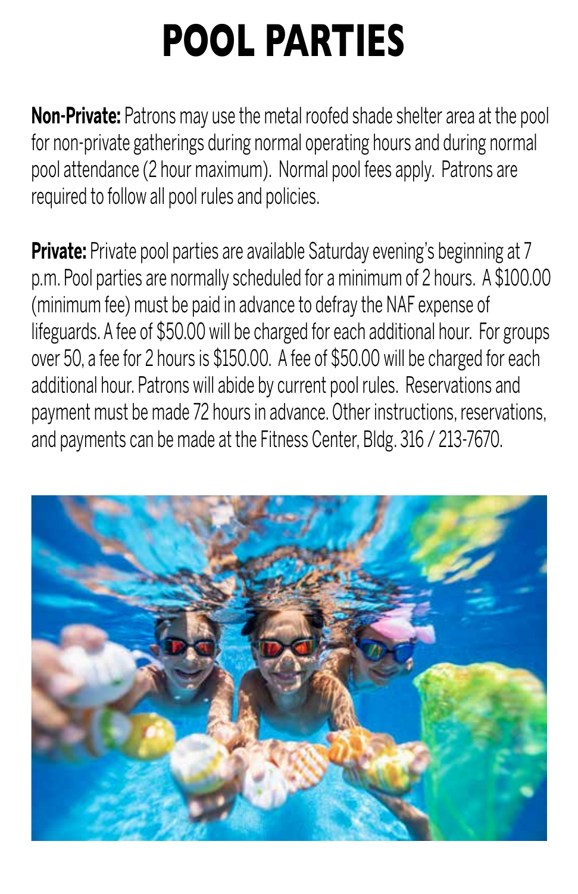# POOL PARTIES

**Non-Private:** Patrons may use the metal roofed shade shelter area at the pool for non-private gatherings during normal operating hours and during normal pool attendance (2 hour maximum). Normal pool fees apply. Patrons are required to follow all pool rules and policies.

**Private:** Private pool parties are available Saturday evening's beginning at 7 p.m. Pool parties are normally scheduled for a minimum of 2 hours. A $100.00 (minimum fee) must be paid in advance to defray the NAF expense of lifeguards. A fee of $50.00 will be charged for each additional hour. For groups over 50, a fee for 2 hours is $150.00. A fee of $50.00 will be charged for each additional hour. Patrons will abide by current pool rules. Reservations and payment must be made 72 hours in advance. Other instructions, reservations, and payments can be made at the Fitness Center, Bldg. 316 / 213-7670.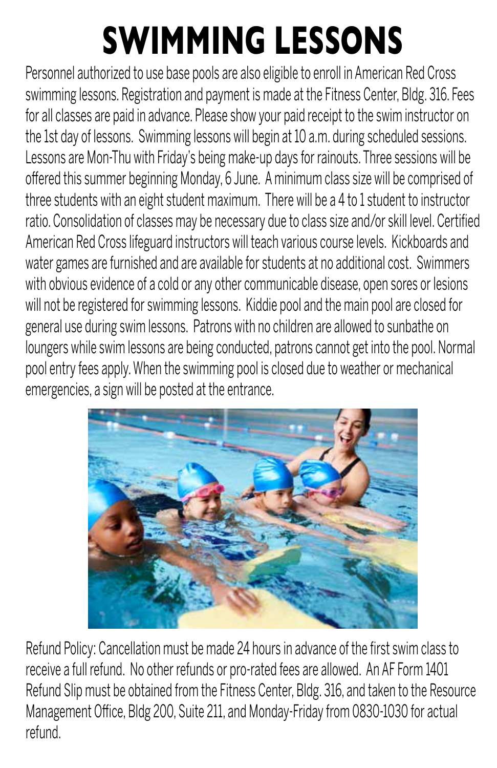# SWIMMING LESSONS

Personnel authorized to use base pools are also eligible to enroll in American Red Cross swimming lessons. Registration and payment is made at the Fitness Center, Bldg. 316. Fees for all classes are paid in advance. Please show your paid receipt to the swim instructor on the 1st day of lessons. Swimming lessons will begin at 10 a.m. during scheduled sessions. Lessons are Mon-Thu with Friday's being make-up days for rainouts. Three sessions will be offered this summer beginning Monday, 6 June. A minimum class size will be comprised of three students with an eight student maximum. There will be a 4 to 1 student to instructor ratio. Consolidation of classes may be necessary due to class size and/or skill level. Certified American Red Cross lifeguard instructors will teach various course levels. Kickboards and water games are furnished and are available for students at no additional cost. Swimmers with obvious evidence of a cold or any other communicable disease, open sores or lesions will not be registered for swimming lessons. Kiddie pool and the main pool are closed for general use during swim lessons. Patrons with no children are allowed to sunbathe on loungers while swim lessons are being conducted, patrons cannot get into the pool. Normal pool entry fees apply. When the swimming pool is closed due to weather or mechanical emergencies, a sign will be posted at the entrance.

Refund Policy: Cancellation must be made 24 hours in advance of the first swim class to receive a full refund. No other refunds or pro-rated fees are allowed. An AF Form 1401 Refund Slip must be obtained from the Fitness Center, Bldg. 316, and taken to the Resource Management Office, Bldg 200, Suite 211, and Monday-Friday from 0830-1030 for actual refund.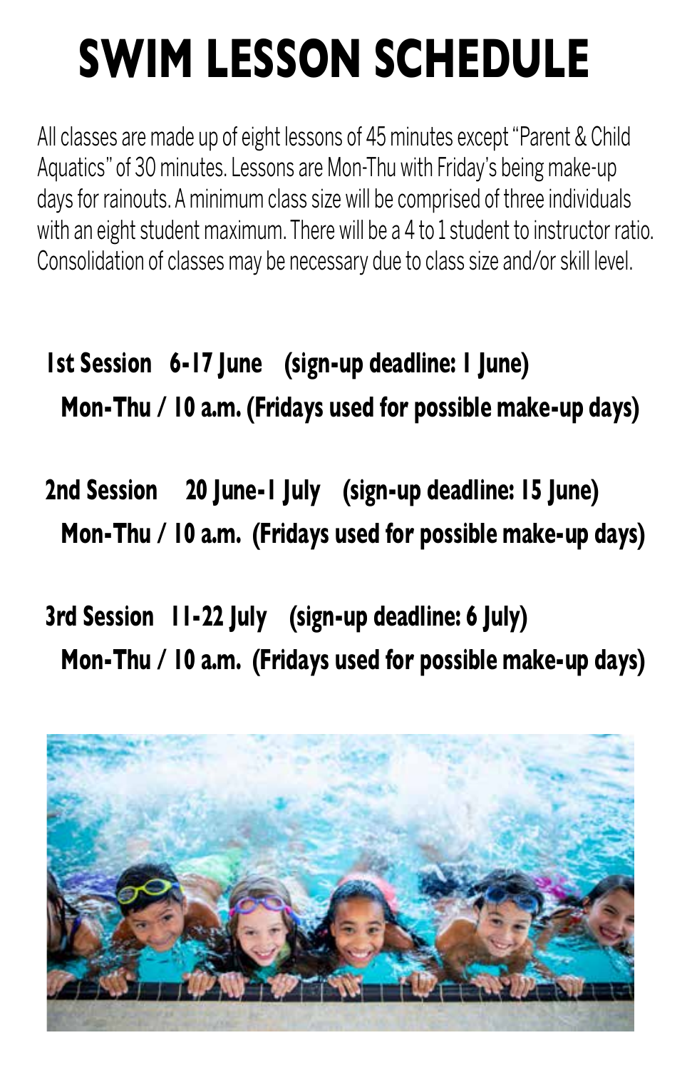# SWIM LESSON SCHEDULE

All classes are made up of eight lessons of 45 minutes except "Parent & Child Aquatics" of 30 minutes. Lessons are Mon-Thu with Friday's being make-up days for rainouts. A minimum class size will be comprised of three individuals with an eight student maximum. There will be a 4 to 1 student to instructor ratio. Consolidation of classes may be necessary due to class size and/or skill level.

**1st Session 6-17 June (sign-up deadline: 1 June)**
**Mon-Thu / 10 a.m. (Fridays used for possible make-up days)**

**2nd Session 20 June-1 July (sign-up deadline: 15 June)**
**Mon-Thu / 10 a.m. (Fridays used for possible make-up days)**

**3rd Session 11-22 July (sign-up deadline: 6 July)**
**Mon-Thu / 10 a.m. (Fridays used for possible make-up days)**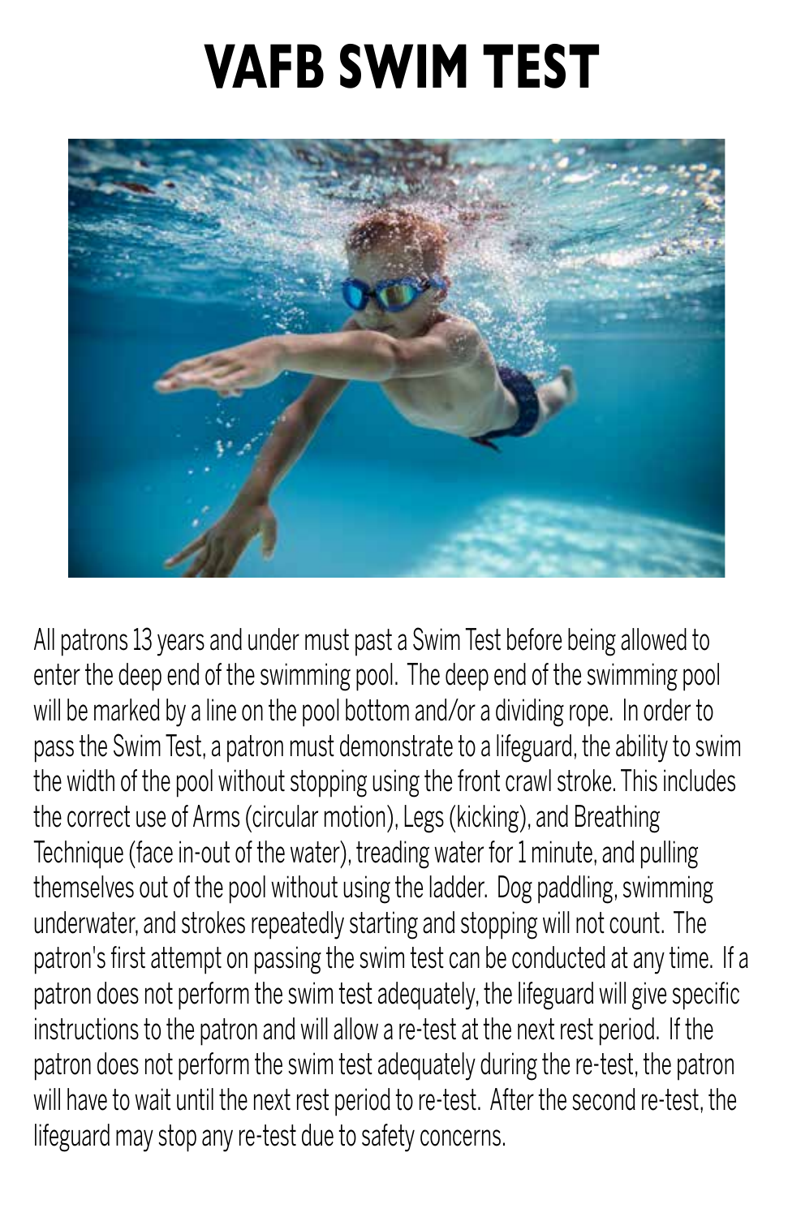# VAFB SWIM TEST

All patrons 13 years and under must past a Swim Test before being allowed to enter the deep end of the swimming pool. The deep end of the swimming pool will be marked by a line on the pool bottom and/or a dividing rope. In order to pass the Swim Test, a patron must demonstrate to a lifeguard, the ability to swim the width of the pool without stopping using the front crawl stroke. This includes the correct use of Arms (circular motion), Legs (kicking), and Breathing Technique (face in-out of the water), treading water for 1 minute, and pulling themselves out of the pool without using the ladder. Dog paddling, swimming underwater, and strokes repeatedly starting and stopping will not count. The patron's first attempt on passing the swim test can be conducted at any time. If a patron does not perform the swim test adequately, the lifeguard will give specific instructions to the patron and will allow a re-test at the next rest period. If the patron does not perform the swim test adequately during the re-test, the patron will have to wait until the next rest period to re-test. After the second re-test, the lifeguard may stop any re-test due to safety concerns.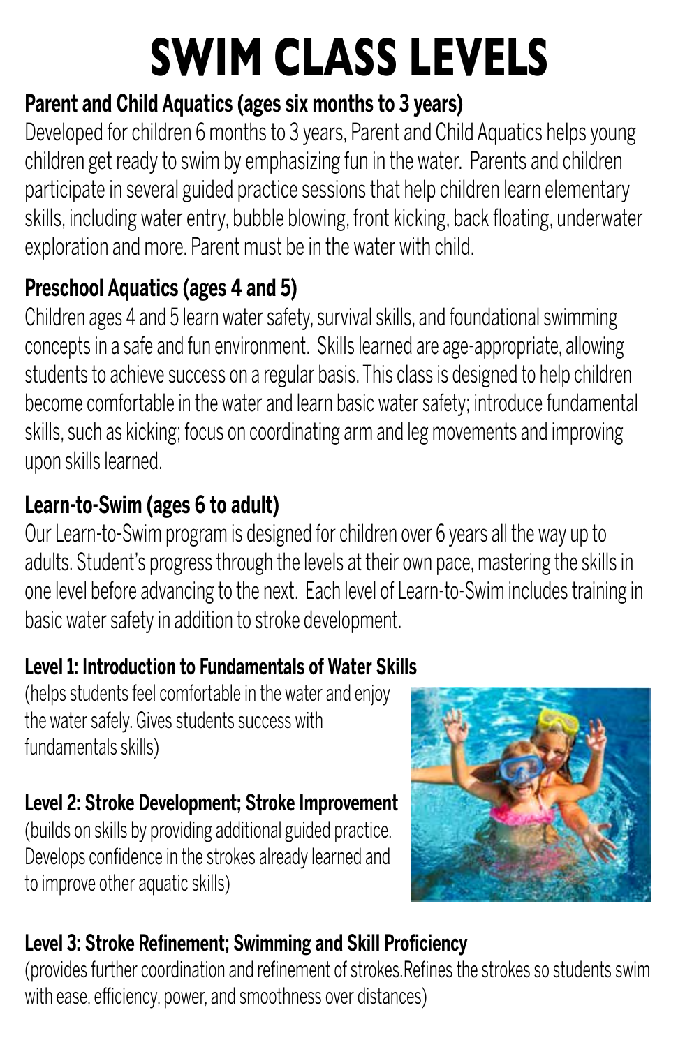# SWIM CLASS LEVELS

### Parent and Child Aquatics (ages six months to 3 years)

Developed for children 6 months to 3 years, Parent and Child Aquatics helps young children get ready to swim by emphasizing fun in the water. Parents and children participate in several guided practice sessions that help children learn elementary skills, including water entry, bubble blowing, front kicking, back floating, underwater exploration and more. Parent must be in the water with child.

### Preschool Aquatics (ages 4 and 5)

Children ages 4 and 5 learn water safety, survival skills, and foundational swimming concepts in a safe and fun environment. Skills learned are age-appropriate, allowing students to achieve success on a regular basis. This class is designed to help children become comfortable in the water and learn basic water safety; introduce fundamental skills, such as kicking; focus on coordinating arm and leg movements and improving upon skills learned.

### Learn-to-Swim (ages 6 to adult)

Our Learn-to-Swim program is designed for children over 6 years all the way up to adults. Student's progress through the levels at their own pace, mastering the skills in one level before advancing to the next. Each level of Learn-to-Swim includes training in basic water safety in addition to stroke development.

**Level 1: Introduction to Fundamentals of Water Skills**
(helps students feel comfortable in the water and enjoy the water safely. Gives students success with fundamentals skills)

**Level 2: Stroke Development; Stroke Improvement**
(builds on skills by providing additional guided practice. Develops confidence in the strokes already learned and to improve other aquatic skills)

**Level 3: Stroke Refinement; Swimming and Skill Proficiency**
(provides further coordination and refinement of strokes.Refines the strokes so students swim with ease, efficiency, power, and smoothness over distances)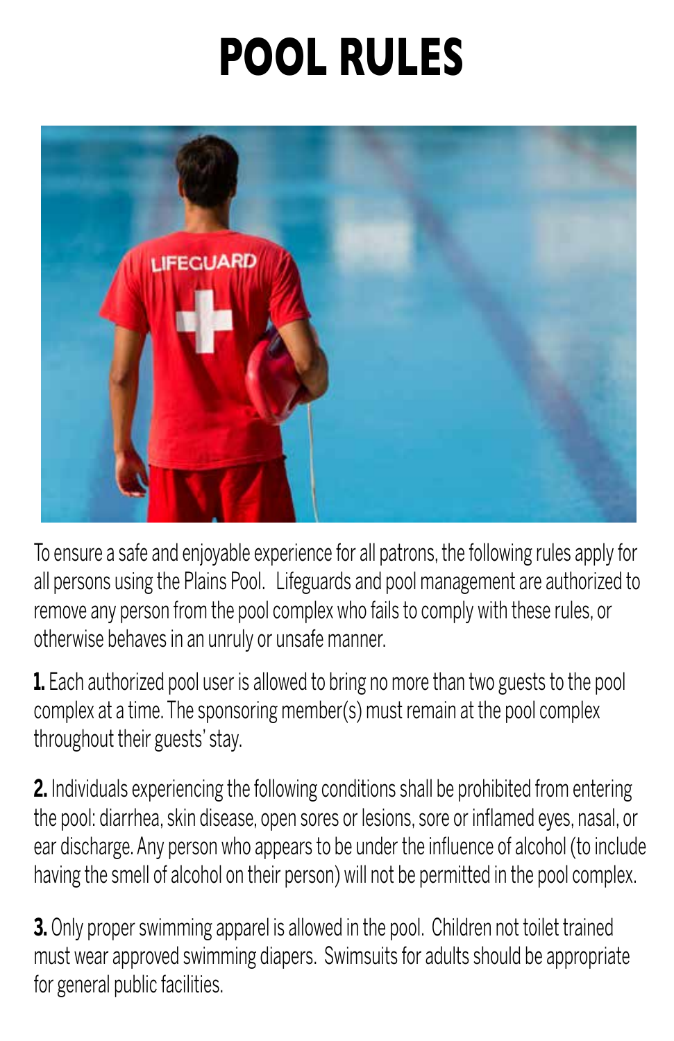# POOL RULES

To ensure a safe and enjoyable experience for all patrons, the following rules apply for all persons using the Plains Pool. Lifeguards and pool management are authorized to remove any person from the pool complex who fails to comply with these rules, or otherwise behaves in an unruly or unsafe manner.

**1.** Each authorized pool user is allowed to bring no more than two guests to the pool complex at a time. The sponsoring member(s) must remain at the pool complex throughout their guests' stay.

**2.** Individuals experiencing the following conditions shall be prohibited from entering the pool: diarrhea, skin disease, open sores or lesions, sore or inflamed eyes, nasal, or ear discharge. Any person who appears to be under the influence of alcohol (to include having the smell of alcohol on their person) will not be permitted in the pool complex.

**3.** Only proper swimming apparel is allowed in the pool. Children not toilet trained must wear approved swimming diapers. Swimsuits for adults should be appropriate for general public facilities.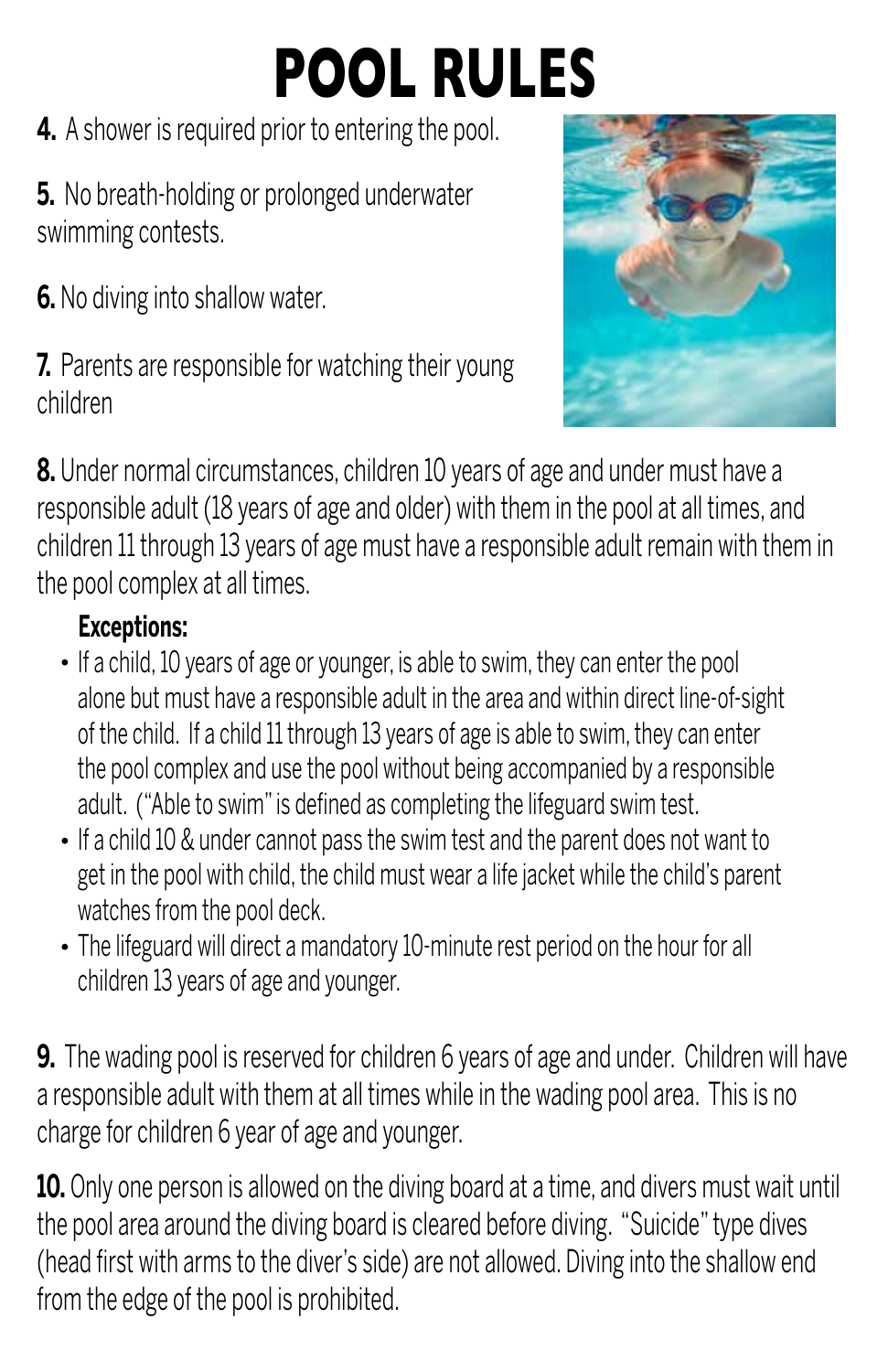# POOL RULES

**4.** A shower is required prior to entering the pool.

**5.** No breath-holding or prolonged underwater swimming contests.

**6.** No diving into shallow water.

**7.** Parents are responsible for watching their young children

**8.** Under normal circumstances, children 10 years of age and under must have a responsible adult (18 years of age and older) with them in the pool at all times, and children 11 through 13 years of age must have a responsible adult remain with them in the pool complex at all times.

**Exceptions:**

- If a child, 10 years of age or younger, is able to swim, they can enter the pool alone but must have a responsible adult in the area and within direct line-of-sight of the child. If a child 11 through 13 years of age is able to swim, they can enter the pool complex and use the pool without being accompanied by a responsible adult. ("Able to swim" is defined as completing the lifeguard swim test.
- If a child 10 & under cannot pass the swim test and the parent does not want to get in the pool with child, the child must wear a life jacket while the child's parent watches from the pool deck.
- The lifeguard will direct a mandatory 10-minute rest period on the hour for all children 13 years of age and younger.

**9.** The wading pool is reserved for children 6 years of age and under. Children will have a responsible adult with them at all times while in the wading pool area. This is no charge for children 6 year of age and younger.

**10.** Only one person is allowed on the diving board at a time, and divers must wait until the pool area around the diving board is cleared before diving. "Suicide" type dives (head first with arms to the diver's side) are not allowed. Diving into the shallow end from the edge of the pool is prohibited.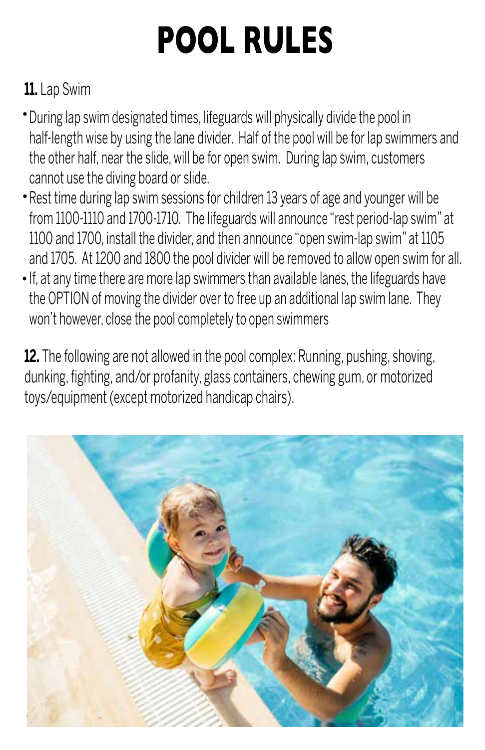# POOL RULES

**11.** Lap Swim

- During lap swim designated times, lifeguards will physically divide the pool in half-length wise by using the lane divider. Half of the pool will be for lap swimmers and the other half, near the slide, will be for open swim. During lap swim, customers cannot use the diving board or slide.
- Rest time during lap swim sessions for children 13 years of age and younger will be from 1100-1110 and 1700-1710. The lifeguards will announce "rest period-lap swim" at 1100 and 1700, install the divider, and then announce "open swim-lap swim" at 1105 and 1705. At 1200 and 1800 the pool divider will be removed to allow open swim for all.
- If, at any time there are more lap swimmers than available lanes, the lifeguards have the OPTION of moving the divider over to free up an additional lap swim lane. They won't however, close the pool completely to open swimmers

**12.** The following are not allowed in the pool complex: Running, pushing, shoving, dunking, fighting, and/or profanity, glass containers, chewing gum, or motorized toys/equipment (except motorized handicap chairs).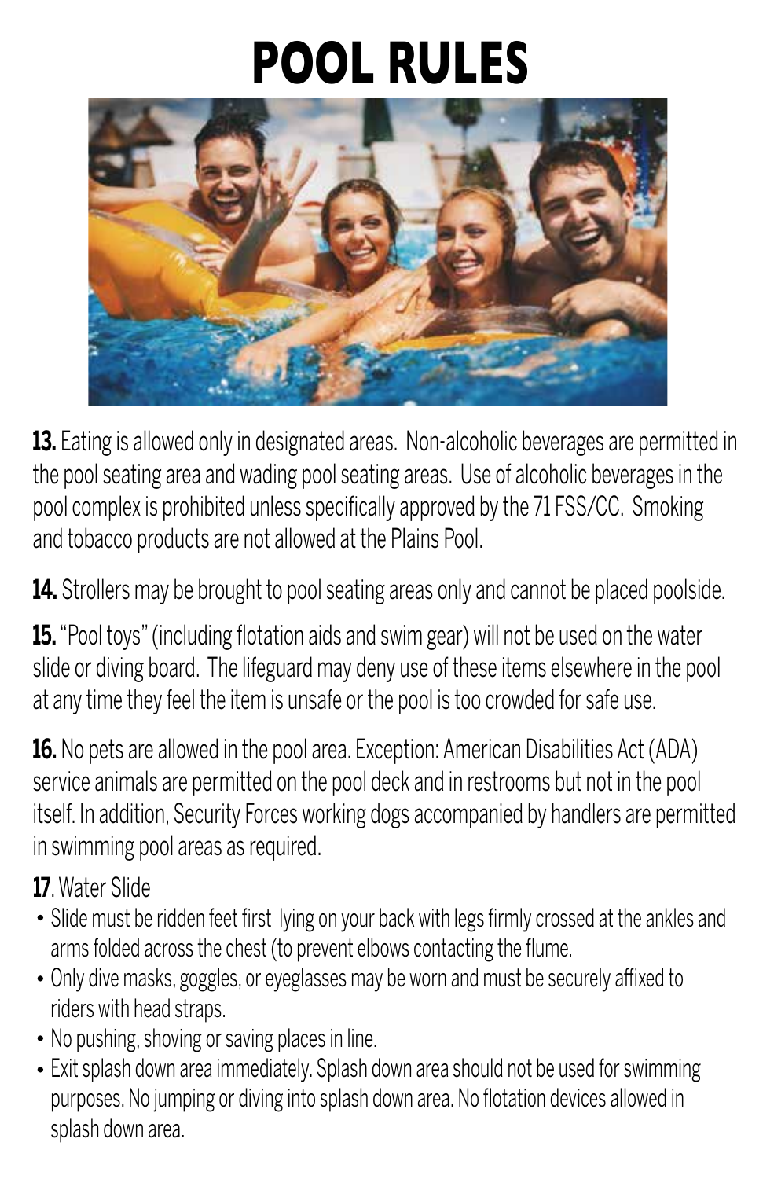# POOL RULES

**13.** Eating is allowed only in designated areas. Non-alcoholic beverages are permitted in the pool seating area and wading pool seating areas. Use of alcoholic beverages in the pool complex is prohibited unless specifically approved by the 71 FSS/CC. Smoking and tobacco products are not allowed at the Plains Pool.

**14.** Strollers may be brought to pool seating areas only and cannot be placed poolside.

**15.** "Pool toys" (including flotation aids and swim gear) will not be used on the water slide or diving board. The lifeguard may deny use of these items elsewhere in the pool at any time they feel the item is unsafe or the pool is too crowded for safe use.

**16.** No pets are allowed in the pool area. Exception: American Disabilities Act (ADA) service animals are permitted on the pool deck and in restrooms but not in the pool itself. In addition, Security Forces working dogs accompanied by handlers are permitted in swimming pool areas as required.

**17**. Water Slide

- Slide must be ridden feet first lying on your back with legs firmly crossed at the ankles and arms folded across the chest (to prevent elbows contacting the flume.
- Only dive masks, goggles, or eyeglasses may be worn and must be securely affixed to riders with head straps.
- No pushing, shoving or saving places in line.
- Exit splash down area immediately. Splash down area should not be used for swimming purposes. No jumping or diving into splash down area. No flotation devices allowed in splash down area.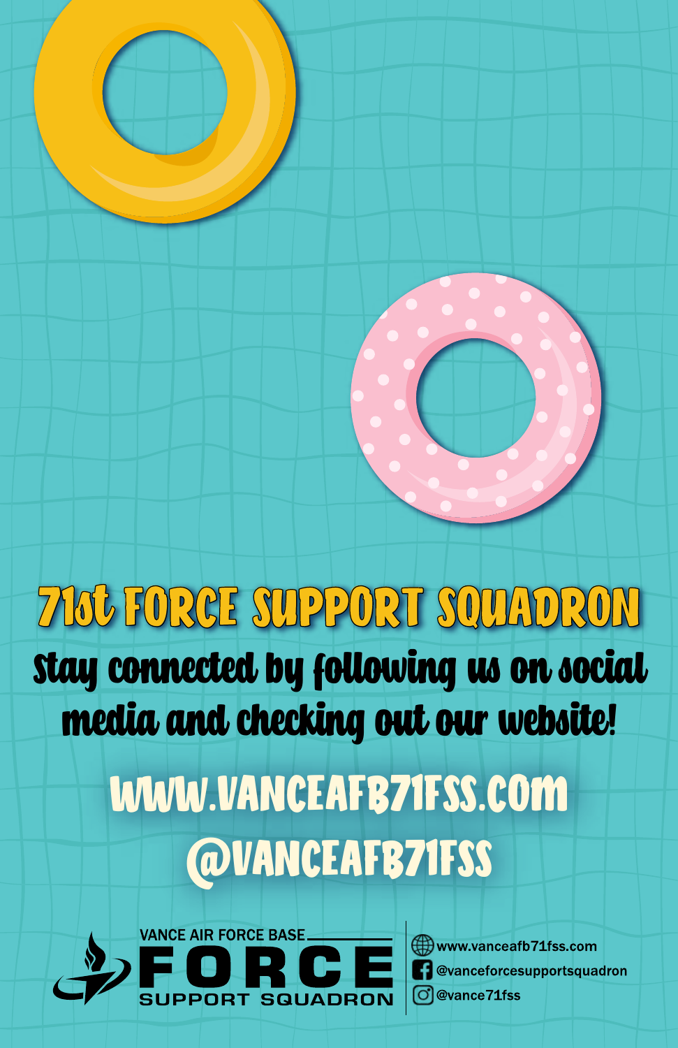# 71st FORCE SUPPORT SQUADRON

**Stay connected by following us on social media and checking out our website!**

## WWW.VANCEAFB71FSS.COM
## @VANCEAFB71FSS

VANCE AIR FORCE BASE
FORCE
SUPPORT SQUADRON

www.vanceafb71fss.com
@vanceforcesupportsquadron
@vance71fss